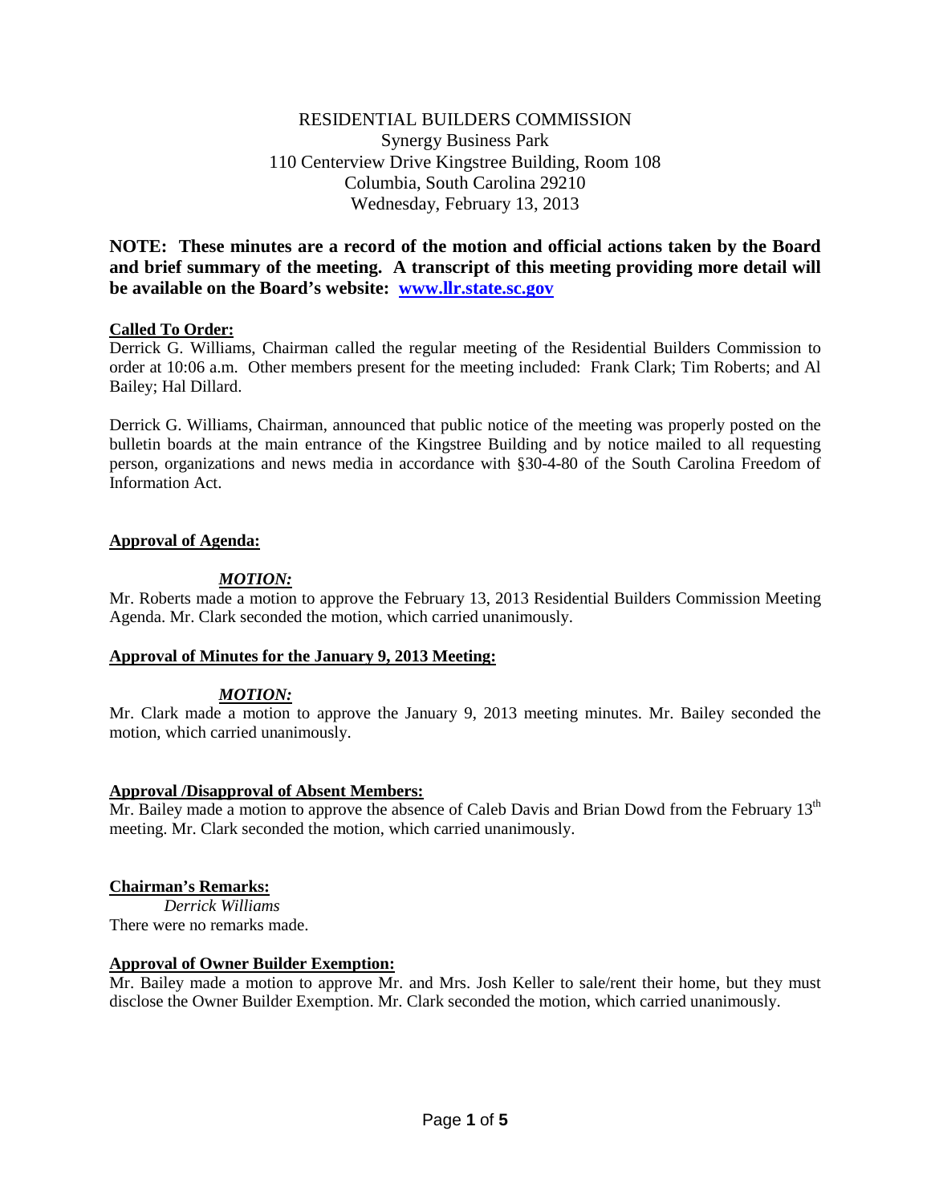RESIDENTIAL BUILDERS COMMISSION
Synergy Business Park
110 Centerview Drive Kingstree Building, Room 108
Columbia, South Carolina 29210
Wednesday, February 13, 2013

**NOTE: These minutes are a record of the motion and official actions taken by the Board and brief summary of the meeting. A transcript of this meeting providing more detail will be available on the Board's website: www.llr.state.sc.gov**

**Called To Order:**

Derrick G. Williams, Chairman called the regular meeting of the Residential Builders Commission to order at 10:06 a.m. Other members present for the meeting included: Frank Clark; Tim Roberts; and Al Bailey; Hal Dillard.

Derrick G. Williams, Chairman, announced that public notice of the meeting was properly posted on the bulletin boards at the main entrance of the Kingstree Building and by notice mailed to all requesting person, organizations and news media in accordance with §30-4-80 of the South Carolina Freedom of Information Act.

**Approval of Agenda:**

***MOTION:***

Mr. Roberts made a motion to approve the February 13, 2013 Residential Builders Commission Meeting Agenda. Mr. Clark seconded the motion, which carried unanimously.

**Approval of Minutes for the January 9, 2013 Meeting:**

***MOTION:***

Mr. Clark made a motion to approve the January 9, 2013 meeting minutes. Mr. Bailey seconded the motion, which carried unanimously.

**Approval /Disapproval of Absent Members:**

Mr. Bailey made a motion to approve the absence of Caleb Davis and Brian Dowd from the February 13th meeting. Mr. Clark seconded the motion, which carried unanimously.

**Chairman's Remarks:**

*Derrick Williams*

There were no remarks made.

**Approval of Owner Builder Exemption:**

Mr. Bailey made a motion to approve Mr. and Mrs. Josh Keller to sale/rent their home, but they must disclose the Owner Builder Exemption. Mr. Clark seconded the motion, which carried unanimously.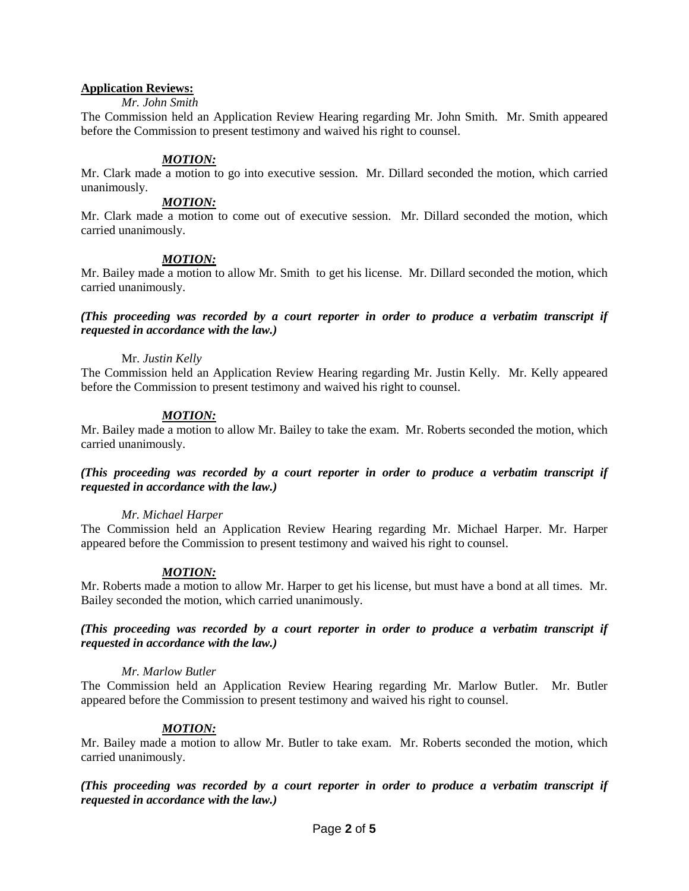**Application Reviews:**

*Mr. John Smith*

The Commission held an Application Review Hearing regarding Mr. John Smith. Mr. Smith appeared before the Commission to present testimony and waived his right to counsel.

***MOTION:***

Mr. Clark made a motion to go into executive session. Mr. Dillard seconded the motion, which carried unanimously.

***MOTION:***

Mr. Clark made a motion to come out of executive session. Mr. Dillard seconded the motion, which carried unanimously.

***MOTION:***

Mr. Bailey made a motion to allow Mr. Smith to get his license. Mr. Dillard seconded the motion, which carried unanimously.

***(This proceeding was recorded by a court reporter in order to produce a verbatim transcript if requested in accordance with the law.)***

Mr. *Justin Kelly*

The Commission held an Application Review Hearing regarding Mr. Justin Kelly. Mr. Kelly appeared before the Commission to present testimony and waived his right to counsel.

***MOTION:***

Mr. Bailey made a motion to allow Mr. Bailey to take the exam. Mr. Roberts seconded the motion, which carried unanimously.

***(This proceeding was recorded by a court reporter in order to produce a verbatim transcript if requested in accordance with the law.)***

*Mr. Michael Harper*

The Commission held an Application Review Hearing regarding Mr. Michael Harper. Mr. Harper appeared before the Commission to present testimony and waived his right to counsel.

***MOTION:***

Mr. Roberts made a motion to allow Mr. Harper to get his license, but must have a bond at all times. Mr. Bailey seconded the motion, which carried unanimously.

***(This proceeding was recorded by a court reporter in order to produce a verbatim transcript if requested in accordance with the law.)***

*Mr. Marlow Butler*

The Commission held an Application Review Hearing regarding Mr. Marlow Butler. Mr. Butler appeared before the Commission to present testimony and waived his right to counsel.

***MOTION:***

Mr. Bailey made a motion to allow Mr. Butler to take exam. Mr. Roberts seconded the motion, which carried unanimously.

***(This proceeding was recorded by a court reporter in order to produce a verbatim transcript if requested in accordance with the law.)***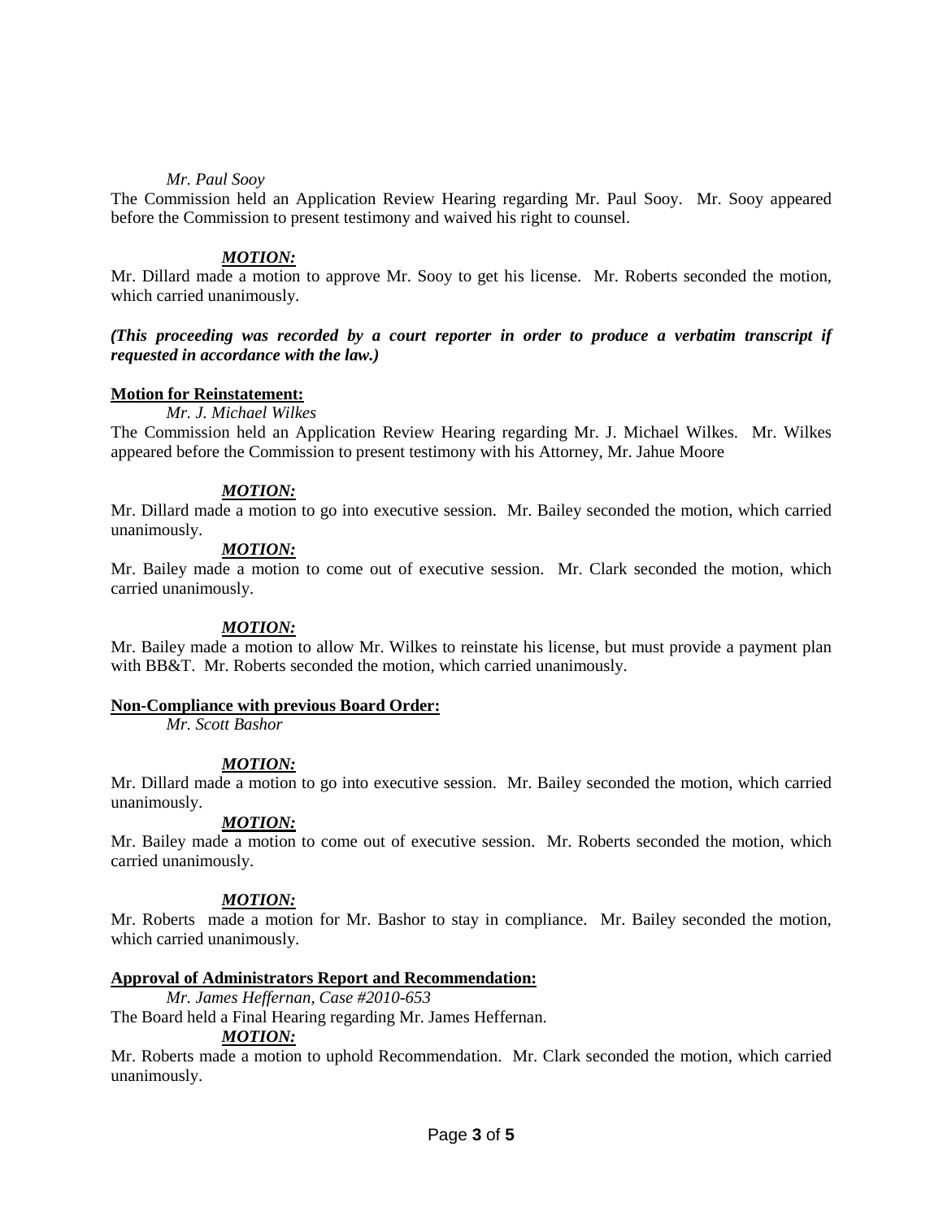*Mr. Paul Sooy*

The Commission held an Application Review Hearing regarding Mr. Paul Sooy. Mr. Sooy appeared before the Commission to present testimony and waived his right to counsel.

***MOTION:***

Mr. Dillard made a motion to approve Mr. Sooy to get his license. Mr. Roberts seconded the motion, which carried unanimously.

***(This proceeding was recorded by a court reporter in order to produce a verbatim transcript if requested in accordance with the law.)***

**Motion for Reinstatement:**

*Mr. J. Michael Wilkes*

The Commission held an Application Review Hearing regarding Mr. J. Michael Wilkes. Mr. Wilkes appeared before the Commission to present testimony with his Attorney, Mr. Jahue Moore

***MOTION:***

Mr. Dillard made a motion to go into executive session. Mr. Bailey seconded the motion, which carried unanimously.

***MOTION:***

Mr. Bailey made a motion to come out of executive session. Mr. Clark seconded the motion, which carried unanimously.

***MOTION:***

Mr. Bailey made a motion to allow Mr. Wilkes to reinstate his license, but must provide a payment plan with BB&T. Mr. Roberts seconded the motion, which carried unanimously.

**Non-Compliance with previous Board Order:**

*Mr. Scott Bashor*

***MOTION:***

Mr. Dillard made a motion to go into executive session. Mr. Bailey seconded the motion, which carried unanimously.

***MOTION:***

Mr. Bailey made a motion to come out of executive session. Mr. Roberts seconded the motion, which carried unanimously.

***MOTION:***

Mr. Roberts made a motion for Mr. Bashor to stay in compliance. Mr. Bailey seconded the motion, which carried unanimously.

**Approval of Administrators Report and Recommendation:**

*Mr. James Heffernan, Case #2010-653*

The Board held a Final Hearing regarding Mr. James Heffernan.

***MOTION:***

Mr. Roberts made a motion to uphold Recommendation. Mr. Clark seconded the motion, which carried unanimously.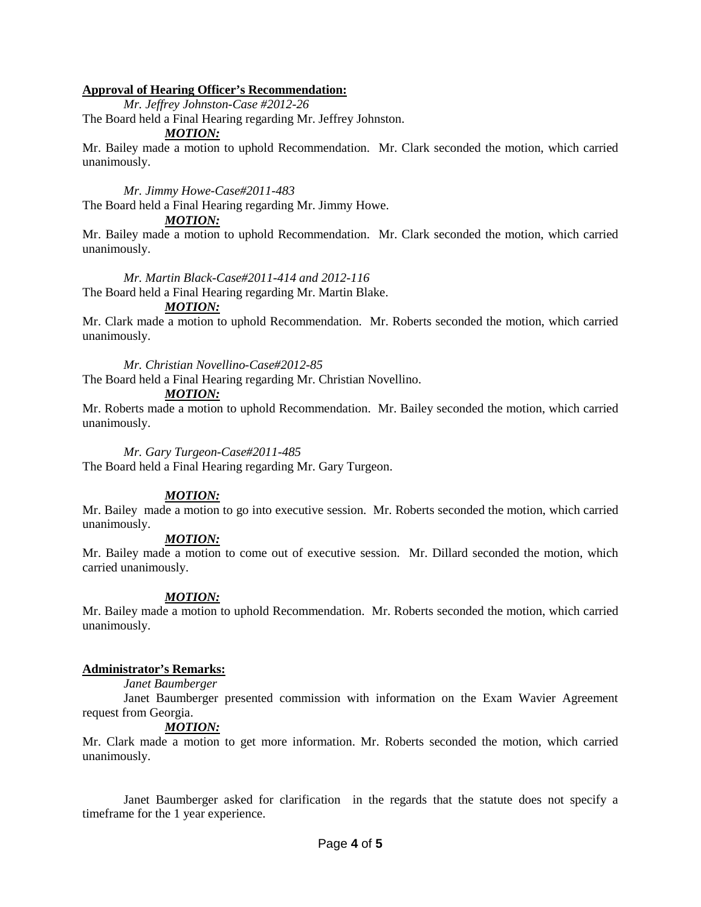**Approval of Hearing Officer's Recommendation:**

*Mr. Jeffrey Johnston-Case #2012-26*

The Board held a Final Hearing regarding Mr. Jeffrey Johnston.

***MOTION:***

Mr. Bailey made a motion to uphold Recommendation. Mr. Clark seconded the motion, which carried unanimously.

*Mr. Jimmy Howe-Case#2011-483*

The Board held a Final Hearing regarding Mr. Jimmy Howe.

***MOTION:***

Mr. Bailey made a motion to uphold Recommendation. Mr. Clark seconded the motion, which carried unanimously.

*Mr. Martin Black-Case#2011-414 and 2012-116*

The Board held a Final Hearing regarding Mr. Martin Blake.

***MOTION:***

Mr. Clark made a motion to uphold Recommendation. Mr. Roberts seconded the motion, which carried unanimously.

*Mr. Christian Novellino-Case#2012-85*

The Board held a Final Hearing regarding Mr. Christian Novellino.

***MOTION:***

Mr. Roberts made a motion to uphold Recommendation. Mr. Bailey seconded the motion, which carried unanimously.

*Mr. Gary Turgeon-Case#2011-485*

The Board held a Final Hearing regarding Mr. Gary Turgeon.

***MOTION:***

Mr. Bailey made a motion to go into executive session. Mr. Roberts seconded the motion, which carried unanimously.

***MOTION:***

Mr. Bailey made a motion to come out of executive session. Mr. Dillard seconded the motion, which carried unanimously.

***MOTION:***

Mr. Bailey made a motion to uphold Recommendation. Mr. Roberts seconded the motion, which carried unanimously.

**Administrator's Remarks:**

*Janet Baumberger*

Janet Baumberger presented commission with information on the Exam Wavier Agreement request from Georgia.

***MOTION:***

Mr. Clark made a motion to get more information. Mr. Roberts seconded the motion, which carried unanimously.

Janet Baumberger asked for clarification in the regards that the statute does not specify a timeframe for the 1 year experience.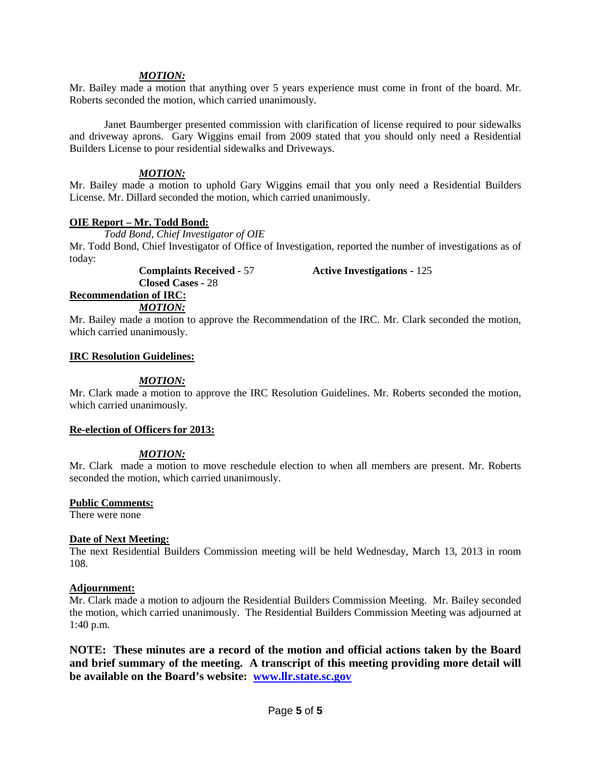***MOTION:***

Mr. Bailey made a motion that anything over 5 years experience must come in front of the board. Mr. Roberts seconded the motion, which carried unanimously.

Janet Baumberger presented commission with clarification of license required to pour sidewalks and driveway aprons. Gary Wiggins email from 2009 stated that you should only need a Residential Builders License to pour residential sidewalks and Driveways.

***MOTION:***

Mr. Bailey made a motion to uphold Gary Wiggins email that you only need a Residential Builders License. Mr. Dillard seconded the motion, which carried unanimously.

**OIE Report – Mr. Todd Bond:**

*Todd Bond, Chief Investigator of OIE*

Mr. Todd Bond, Chief Investigator of Office of Investigation, reported the number of investigations as of today:

**Complaints Received -** 57 **Active Investigations -** 125
**Closed Cases -** 28

**Recommendation of IRC:**

***MOTION:***

Mr. Bailey made a motion to approve the Recommendation of the IRC. Mr. Clark seconded the motion, which carried unanimously.

**IRC Resolution Guidelines:**

***MOTION:***

Mr. Clark made a motion to approve the IRC Resolution Guidelines. Mr. Roberts seconded the motion, which carried unanimously.

**Re-election of Officers for 2013:**

***MOTION:***

Mr. Clark made a motion to move reschedule election to when all members are present. Mr. Roberts seconded the motion, which carried unanimously.

**Public Comments:**

There were none

**Date of Next Meeting:**

The next Residential Builders Commission meeting will be held Wednesday, March 13, 2013 in room 108.

**Adjournment:**

Mr. Clark made a motion to adjourn the Residential Builders Commission Meeting. Mr. Bailey seconded the motion, which carried unanimously. The Residential Builders Commission Meeting was adjourned at 1:40 p.m.

**NOTE: These minutes are a record of the motion and official actions taken by the Board and brief summary of the meeting. A transcript of this meeting providing more detail will be available on the Board's website: [www.llr.state.sc.gov](http://www.llr.state.sc.gov)**